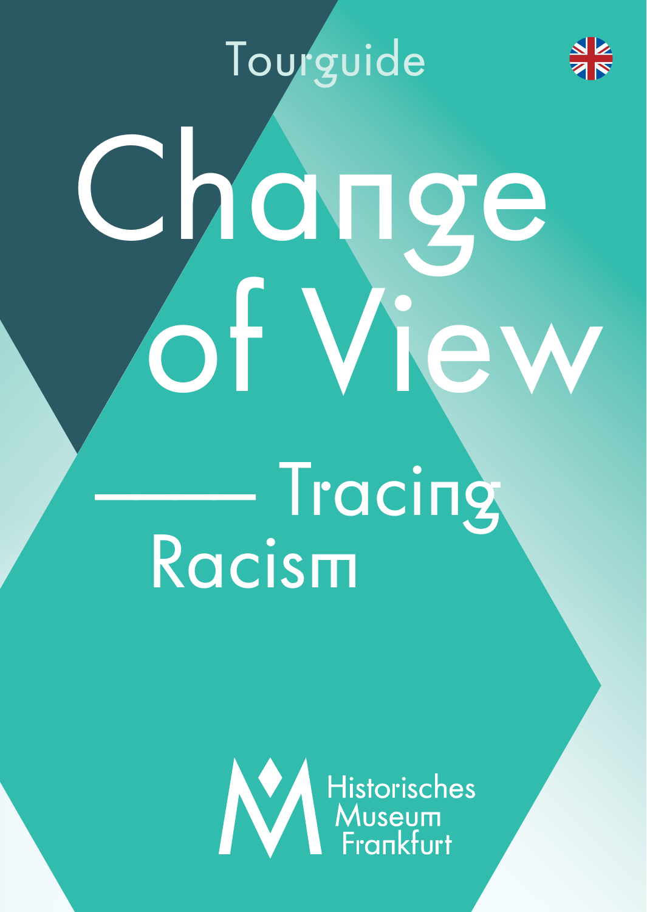Tourguide

# Change of View

## —— Tracing Racism

Historisches Museum Frankfurt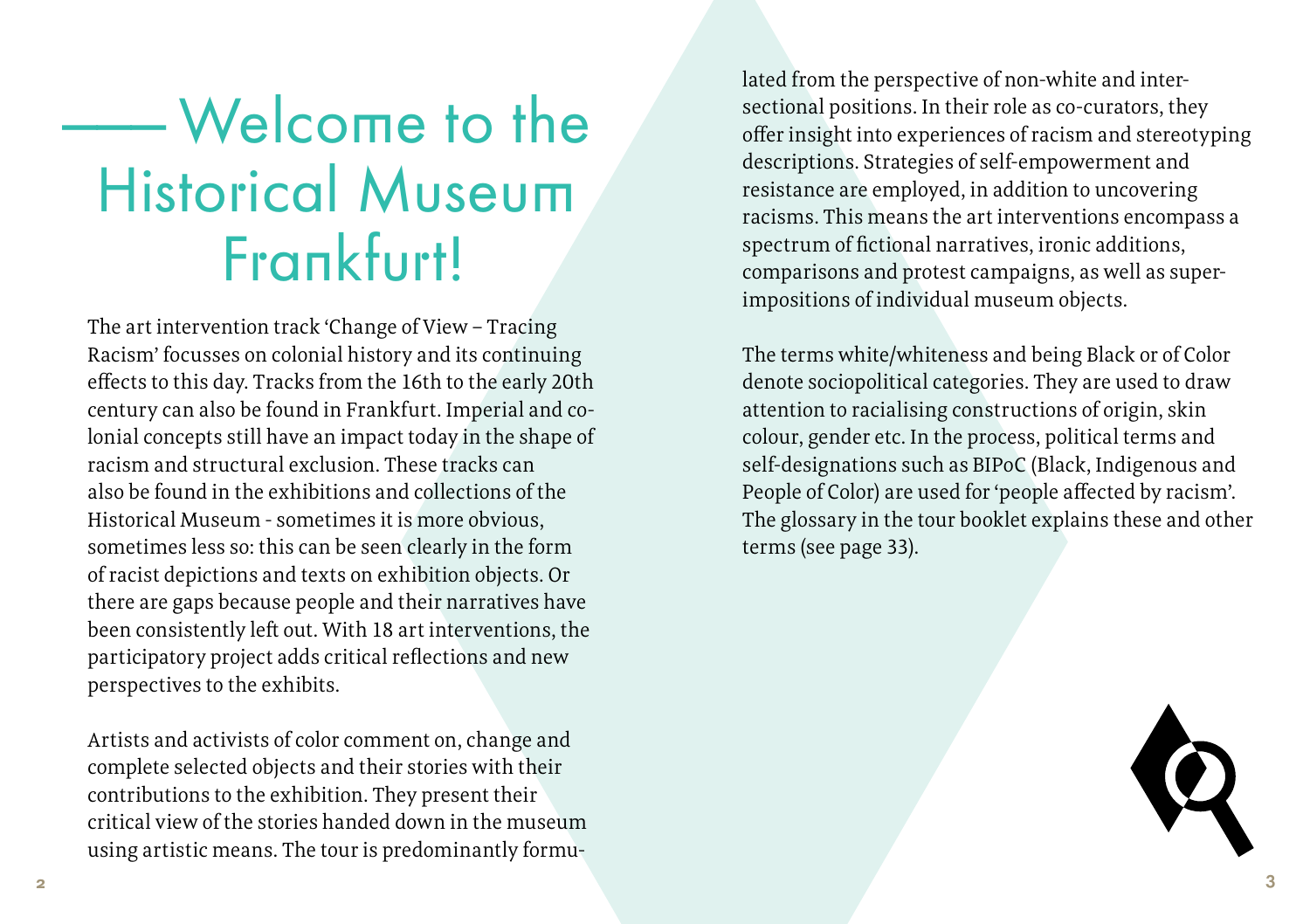# Welcome to the Historical Museum Frankfurt!

The art intervention track 'Change of View – Tracing Racism' focusses on colonial history and its continuing effects to this day. Tracks from the 16th to the early 20th century can also be found in Frankfurt. Imperial and colonial concepts still have an impact today in the shape of racism and structural exclusion. These tracks can also be found in the exhibitions and collections of the Historical Museum - sometimes it is more obvious, sometimes less so: this can be seen clearly in the form of racist depictions and texts on exhibition objects. Or there are gaps because people and their narratives have been consistently left out. With 18 art interventions, the participatory project adds critical reflections and new perspectives to the exhibits.

Artists and activists of color comment on, change and complete selected objects and their stories with their contributions to the exhibition. They present their critical view of the stories handed down in the museum using artistic means. The tour is predominantly formulated from the perspective of non-white and intersectional positions. In their role as co-curators, they offer insight into experiences of racism and stereotyping descriptions. Strategies of self-empowerment and resistance are employed, in addition to uncovering racisms. This means the art interventions encompass a spectrum of fictional narratives, ironic additions, comparisons and protest campaigns, as well as superimpositions of individual museum objects.

The terms white/whiteness and being Black or of Color denote sociopolitical categories. They are used to draw attention to racialising constructions of origin, skin colour, gender etc. In the process, political terms and self-designations such as BIPoC (Black, Indigenous and People of Color) are used for 'people affected by racism'. The glossary in the tour booklet explains these and other terms (see page 33).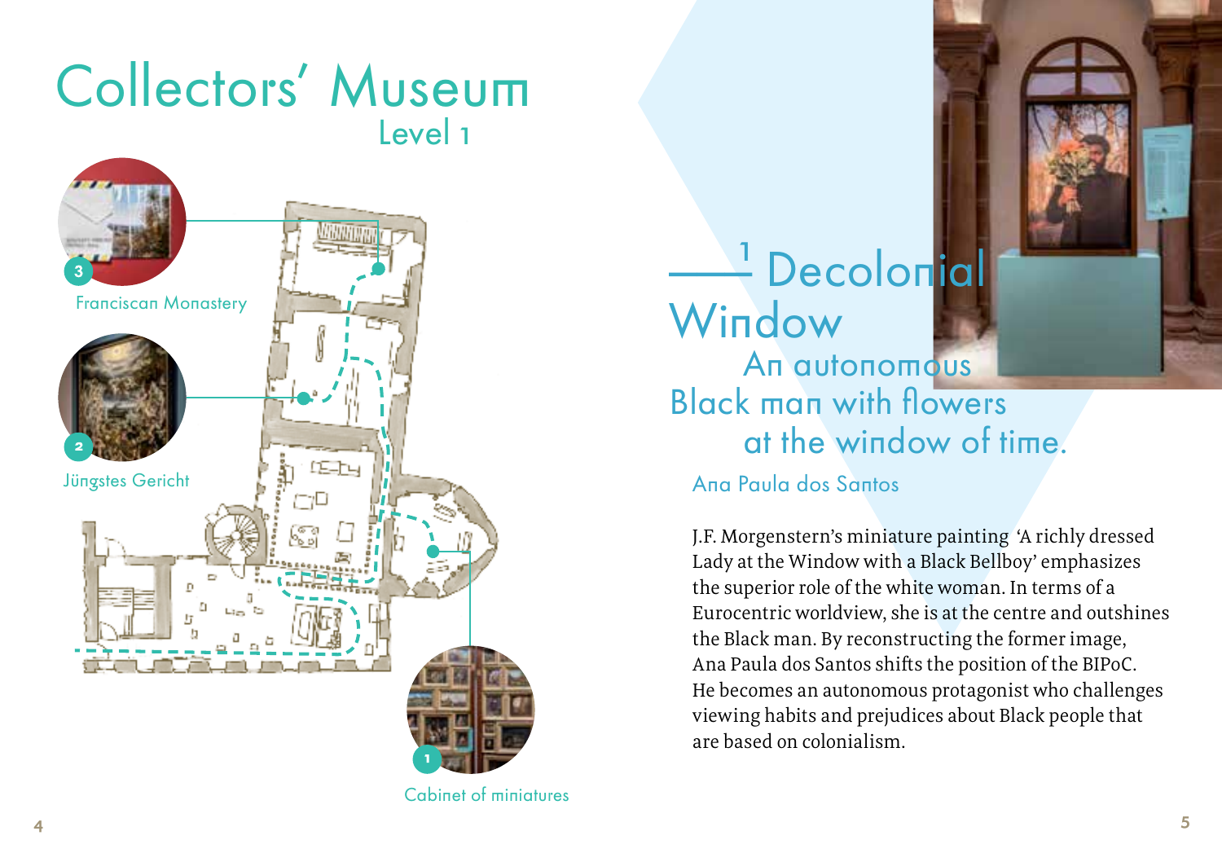# Collectors' Museum

## Level 1

3 Franciscan Monastery

2 Jüngstes Gericht

1 Cabinet of miniatures

## 1 Decolonial Window

### An autonomous Black man with flowers at the window of time.

Ana Paula dos Santos

J.F. Morgenstern's miniature painting 'A richly dressed Lady at the Window with a Black Bellboy' emphasizes the superior role of the white woman. In terms of a Eurocentric worldview, she is at the centre and outshines the Black man. By reconstructing the former image, Ana Paula dos Santos shifts the position of the BIPoC. He becomes an autonomous protagonist who challenges viewing habits and prejudices about Black people that are based on colonialism.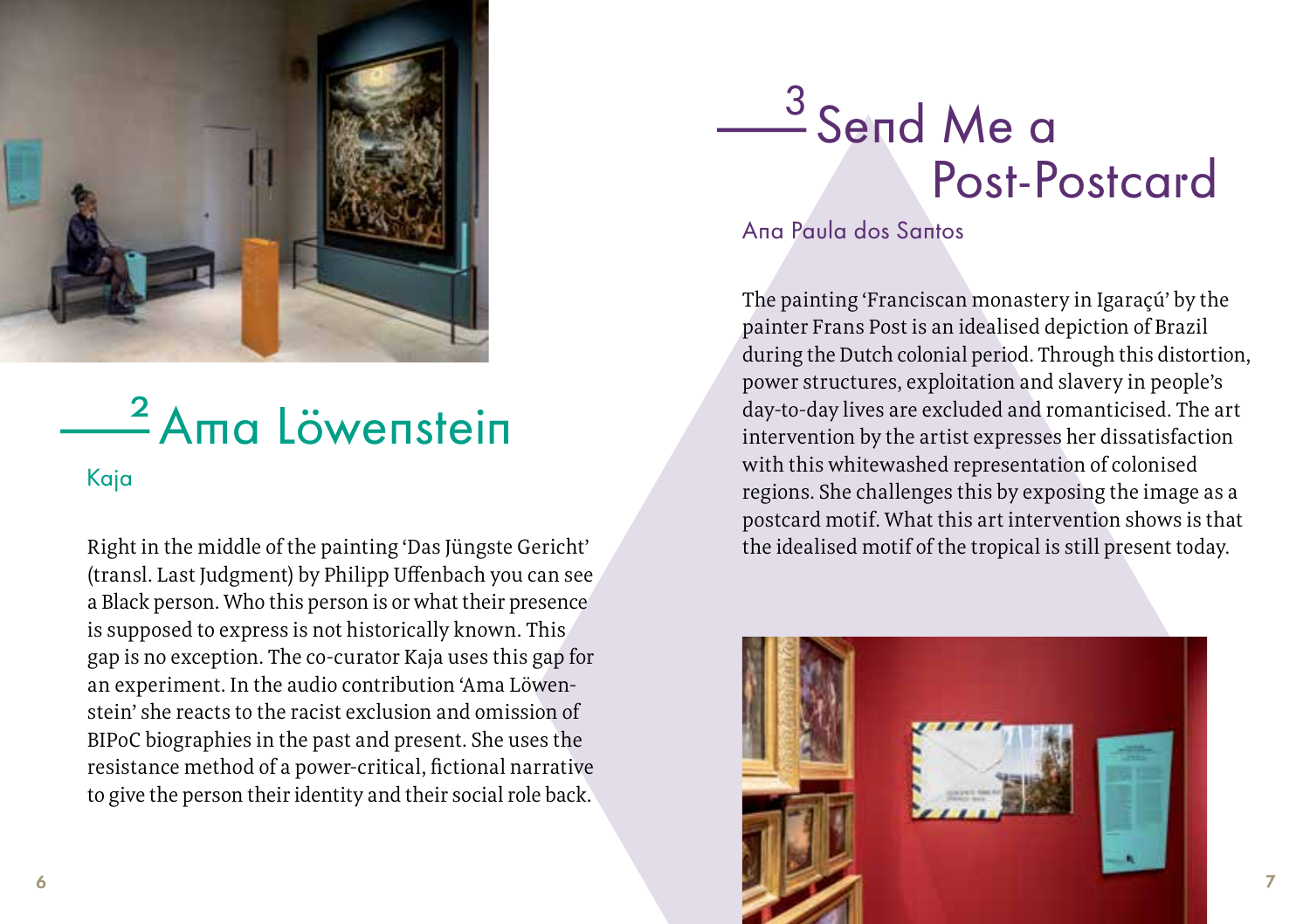## —2 Ama Löwenstein

Kaja

Right in the middle of the painting 'Das Jüngste Gericht' (transl. Last Judgment) by Philipp Uffenbach you can see a Black person. Who this person is or what their presence is supposed to express is not historically known. This gap is no exception. The co-curator Kaja uses this gap for an experiment. In the audio contribution 'Ama Löwenstein' she reacts to the racist exclusion and omission of BIPoC biographies in the past and present. She uses the resistance method of a power-critical, fictional narrative to give the person their identity and their social role back.

## —3 Send Me a Post-Postcard

Ana Paula dos Santos

The painting 'Franciscan monastery in Igaraçú' by the painter Frans Post is an idealised depiction of Brazil during the Dutch colonial period. Through this distortion, power structures, exploitation and slavery in people's day-to-day lives are excluded and romanticised. The art intervention by the artist expresses her dissatisfaction with this whitewashed representation of colonised regions. She challenges this by exposing the image as a postcard motif. What this art intervention shows is that the idealised motif of the tropical is still present today.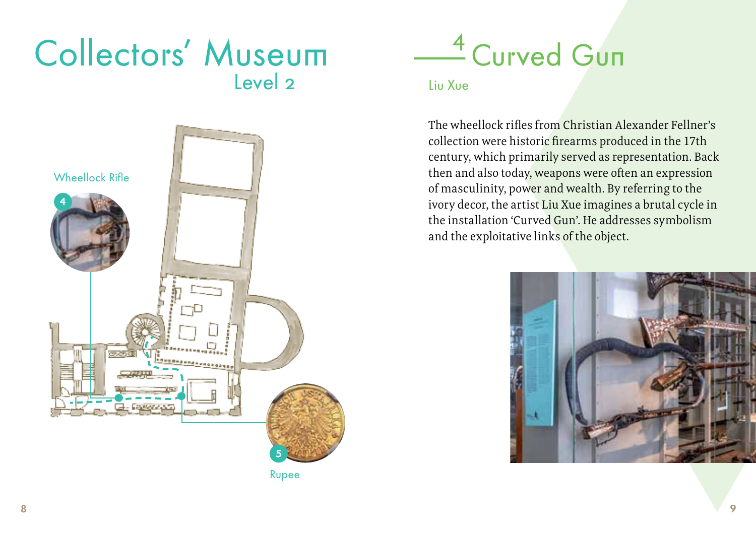# Collectors' Museum
## Level 2

Wheellock Rifle

4

5

Rupee

## 4 Curved Gun

Liu Xue

The wheellock rifles from Christian Alexander Fellner's collection were historic firearms produced in the 17th century, which primarily served as representation. Back then and also today, weapons were often an expression of masculinity, power and wealth. By referring to the ivory decor, the artist Liu Xue imagines a brutal cycle in the installation 'Curved Gun'. He addresses symbolism and the exploitative links of the object.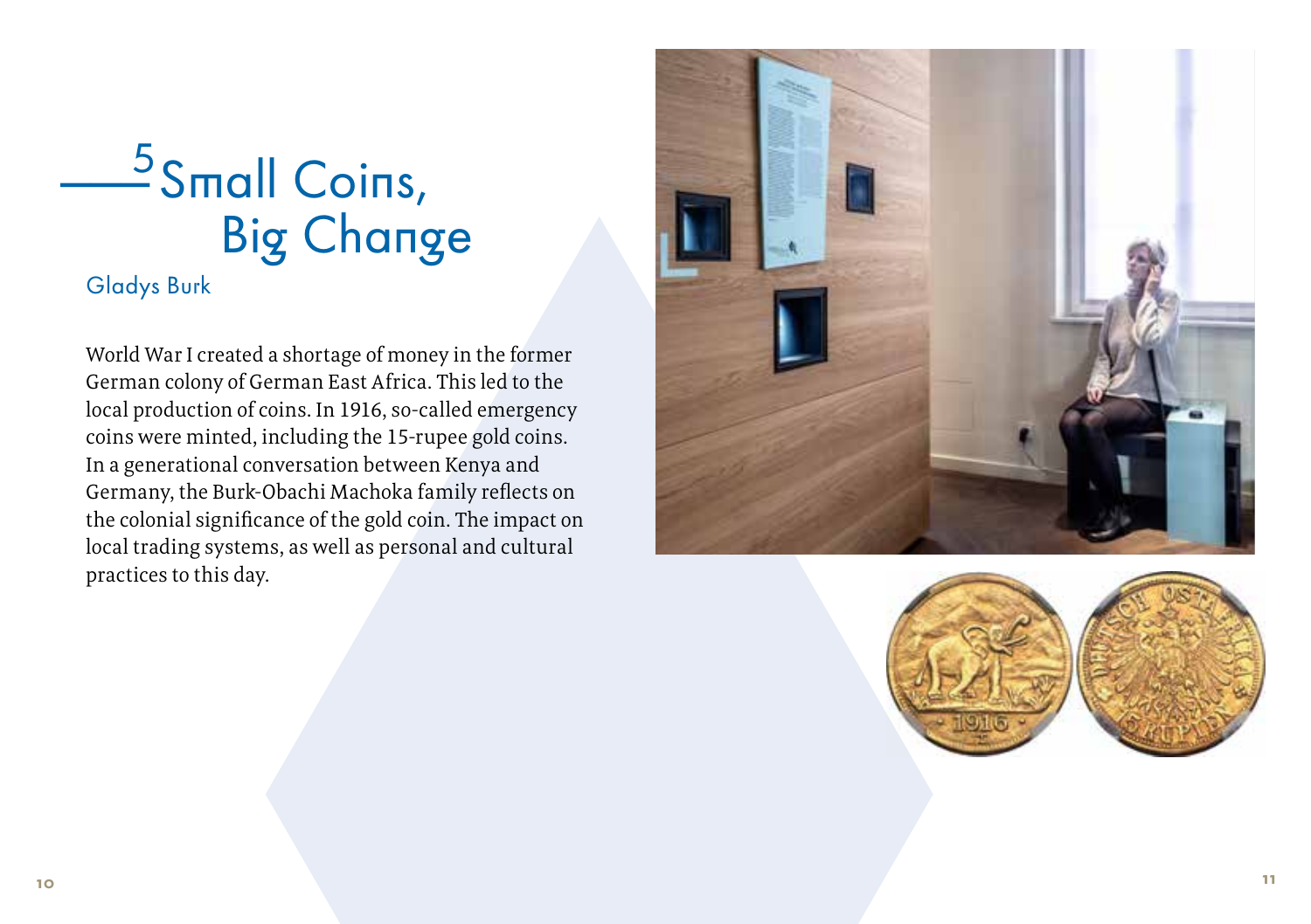# 5 Small Coins, Big Change

Gladys Burk

World War I created a shortage of money in the former German colony of German East Africa. This led to the local production of coins. In 1916, so-called emergency coins were minted, including the 15-rupee gold coins. In a generational conversation between Kenya and Germany, the Burk-Obachi Machoka family reflects on the colonial significance of the gold coin. The impact on local trading systems, as well as personal and cultural practices to this day.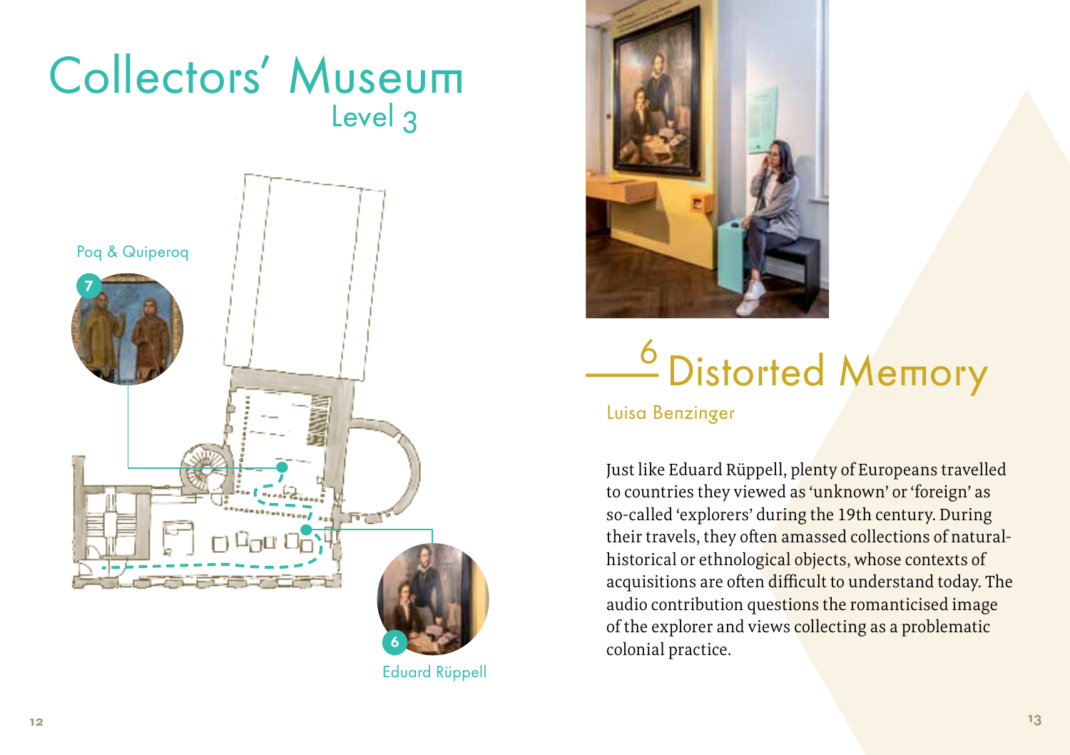# Collectors' Museum

## Level 3

Poq & Quiperoq

7

6

Eduard Rüppell

## 6 Distorted Memory

Luisa Benzinger

Just like Eduard Rüppell, plenty of Europeans travelled to countries they viewed as 'unknown' or 'foreign' as so-called 'explorers' during the 19th century. During their travels, they often amassed collections of natural-historical or ethnological objects, whose contexts of acquisitions are often difficult to understand today. The audio contribution questions the romanticised image of the explorer and views collecting as a problematic colonial practice.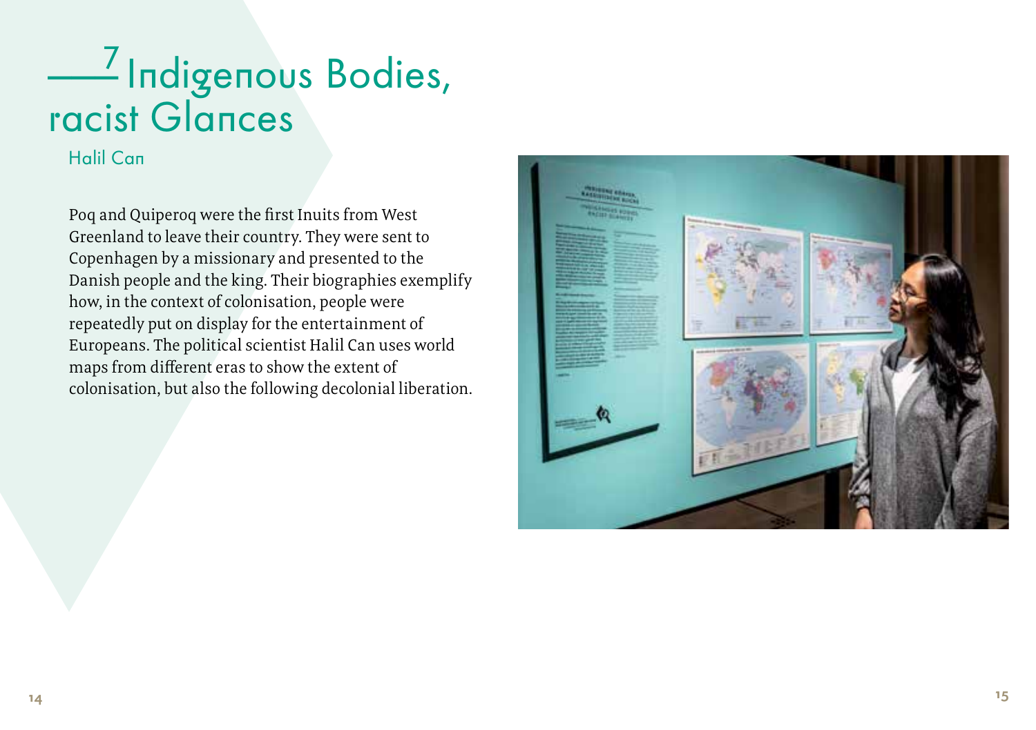# 7 Indigenous Bodies, racist Glances

Halil Can

Poq and Quiperoq were the first Inuits from West Greenland to leave their country. They were sent to Copenhagen by a missionary and presented to the Danish people and the king. Their biographies exemplify how, in the context of colonisation, people were repeatedly put on display for the entertainment of Europeans. The political scientist Halil Can uses world maps from different eras to show the extent of colonisation, but also the following decolonial liberation.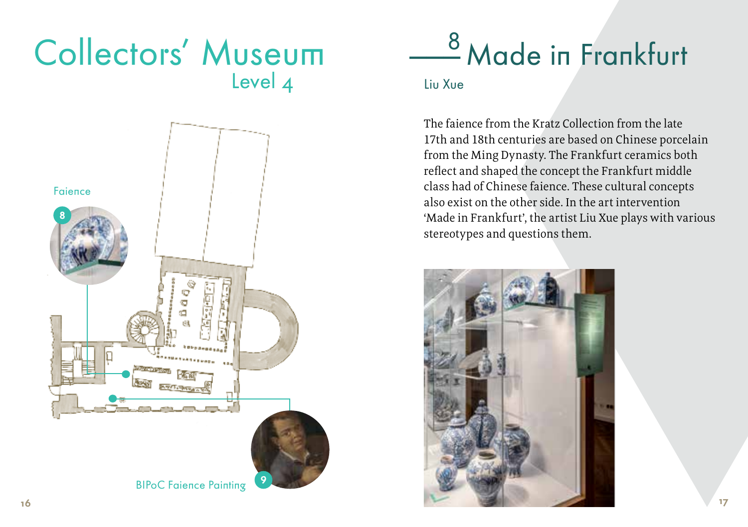# Collectors' Museum
## Level 4

Faience

8

9

BIPoC Faience Painting

## 8 Made in Frankfurt

Liu Xue

The faience from the Kratz Collection from the late 17th and 18th centuries are based on Chinese porcelain from the Ming Dynasty. The Frankfurt ceramics both reflect and shaped the concept the Frankfurt middle class had of Chinese faience. These cultural concepts also exist on the other side. In the art intervention 'Made in Frankfurt', the artist Liu Xue plays with various stereotypes and questions them.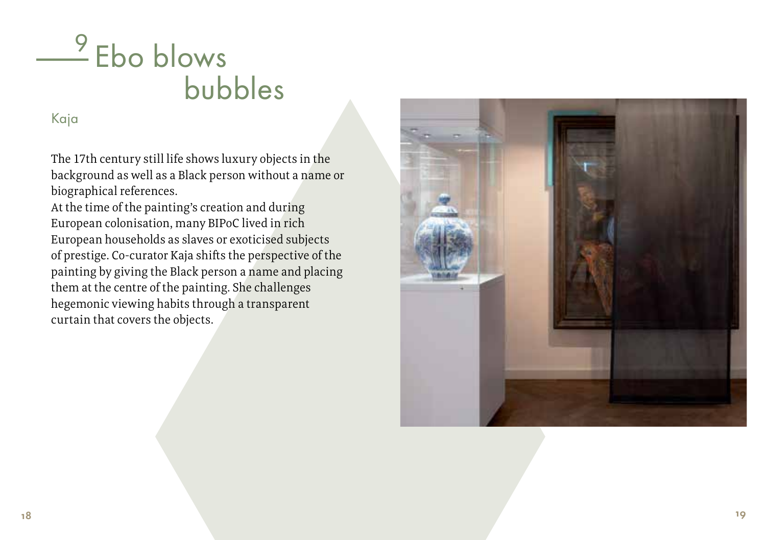# 9 Ebo blows bubbles

Kaja

The 17th century still life shows luxury objects in the background as well as a Black person without a name or biographical references.
At the time of the painting's creation and during European colonisation, many BIPoC lived in rich European households as slaves or exoticised subjects of prestige. Co-curator Kaja shifts the perspective of the painting by giving the Black person a name and placing them at the centre of the painting. She challenges hegemonic viewing habits through a transparent curtain that covers the objects.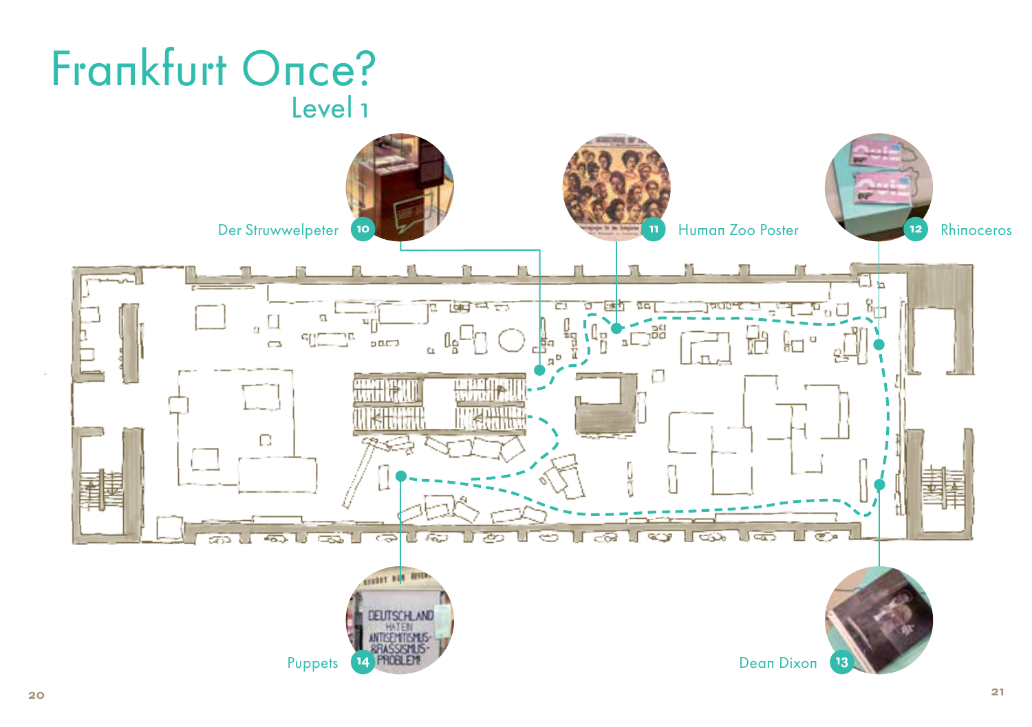# Frankfurt Once?

## Level 1

10 Der Struwwelpeter

11 Human Zoo Poster

12 Rhinoceros

13 Dean Dixon

14 Puppets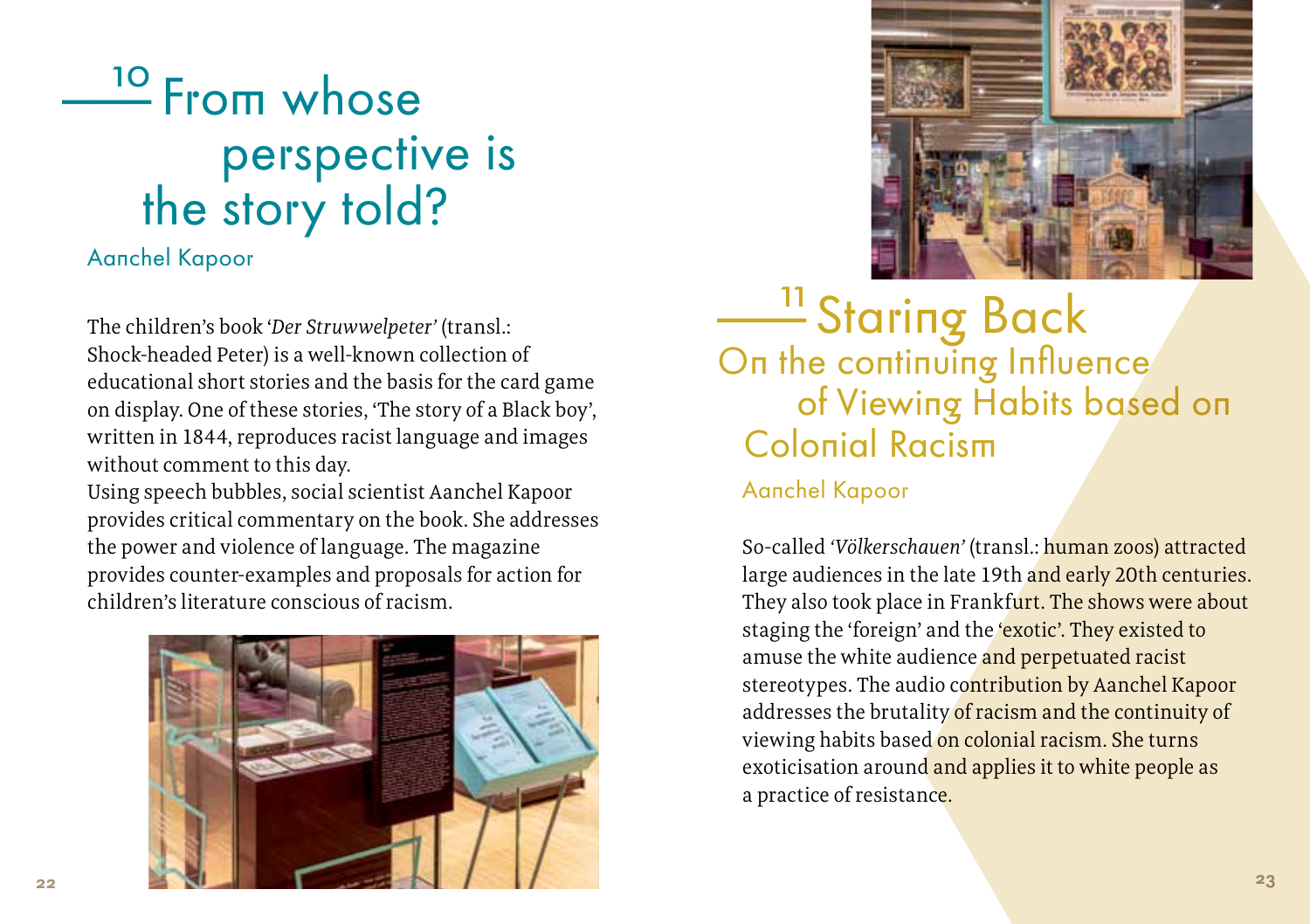## 10 From whose perspective is the story told?

Aanchel Kapoor

The children's book *'Der Struwwelpeter'* (transl.: Shock-headed Peter) is a well-known collection of educational short stories and the basis for the card game on display. One of these stories, 'The story of a Black boy', written in 1844, reproduces racist language and images without comment to this day.
Using speech bubbles, social scientist Aanchel Kapoor provides critical commentary on the book. She addresses the power and violence of language. The magazine provides counter-examples and proposals for action for children's literature conscious of racism.

## 11 Staring Back

### On the continuing Influence of Viewing Habits based on Colonial Racism

Aanchel Kapoor

So-called *'Völkerschauen'* (transl.: human zoos) attracted large audiences in the late 19th and early 20th centuries. They also took place in Frankfurt. The shows were about staging the 'foreign' and the 'exotic'. They existed to amuse the white audience and perpetuated racist stereotypes. The audio contribution by Aanchel Kapoor addresses the brutality of racism and the continuity of viewing habits based on colonial racism. She turns exoticisation around and applies it to white people as a practice of resistance.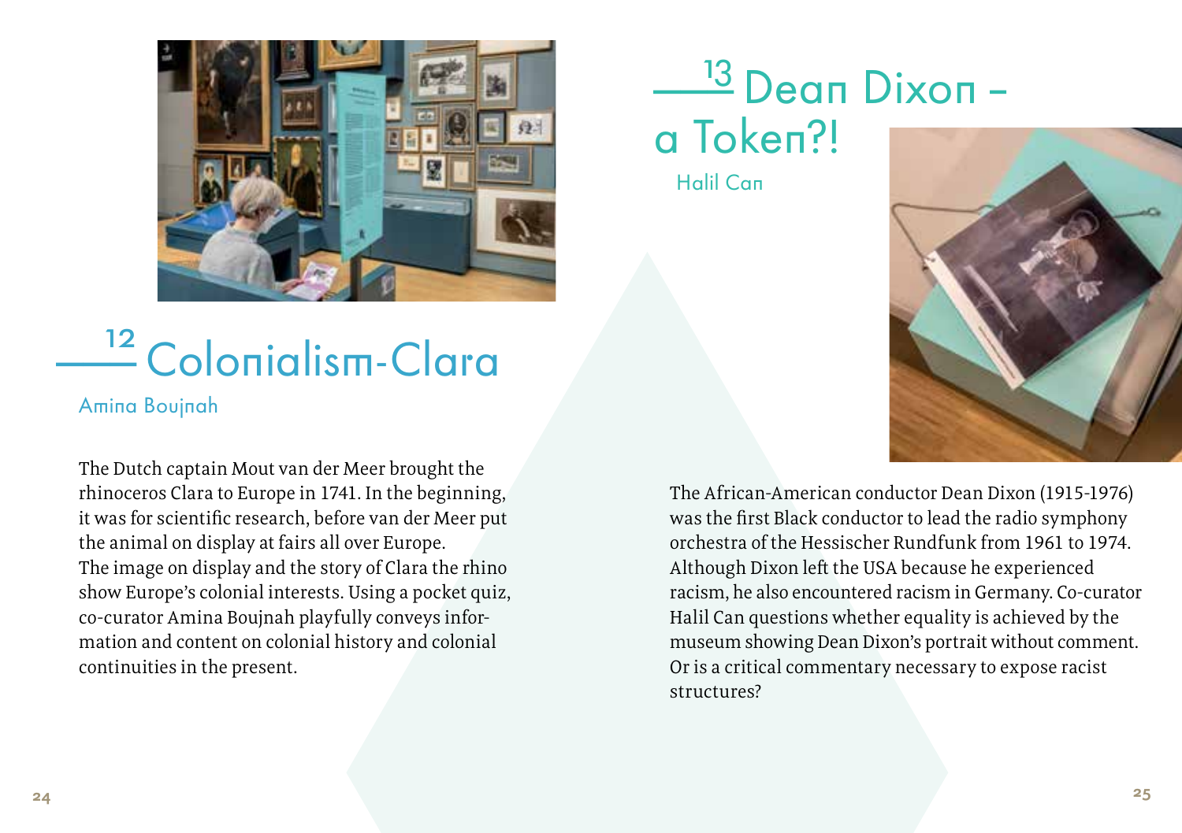## 12 Colonialism-Clara

Amina Boujnah

The Dutch captain Mout van der Meer brought the rhinoceros Clara to Europe in 1741. In the beginning, it was for scientific research, before van der Meer put the animal on display at fairs all over Europe. The image on display and the story of Clara the rhino show Europe's colonial interests. Using a pocket quiz, co-curator Amina Boujnah playfully conveys information and content on colonial history and colonial continuities in the present.

## 13 Dean Dixon – a Token?!

Halil Can

The African-American conductor Dean Dixon (1915-1976) was the first Black conductor to lead the radio symphony orchestra of the Hessischer Rundfunk from 1961 to 1974. Although Dixon left the USA because he experienced racism, he also encountered racism in Germany. Co-curator Halil Can questions whether equality is achieved by the museum showing Dean Dixon's portrait without comment. Or is a critical commentary necessary to expose racist structures?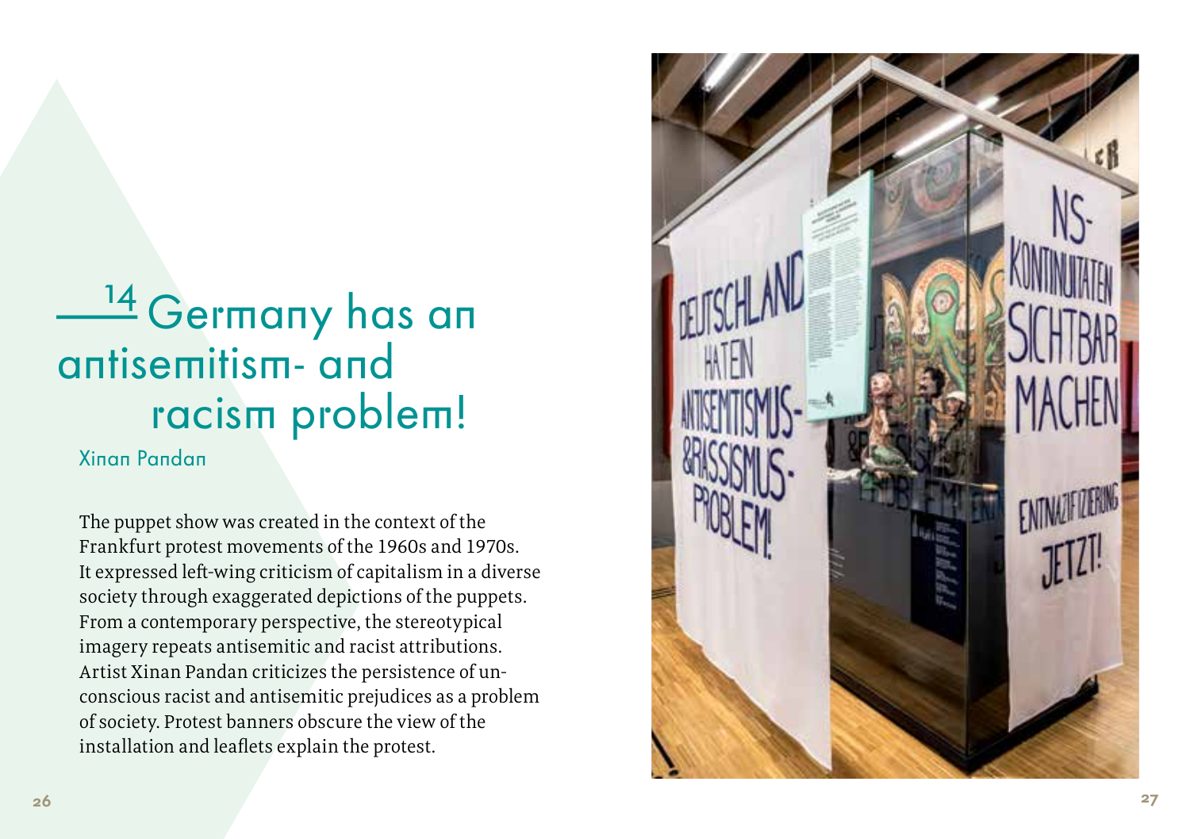## 14 Germany has an antisemitism- and racism problem!

Xinan Pandan

The puppet show was created in the context of the Frankfurt protest movements of the 1960s and 1970s. It expressed left-wing criticism of capitalism in a diverse society through exaggerated depictions of the puppets. From a contemporary perspective, the stereotypical imagery repeats antisemitic and racist attributions. Artist Xinan Pandan criticizes the persistence of unconscious racist and antisemitic prejudices as a problem of society. Protest banners obscure the view of the installation and leaflets explain the protest.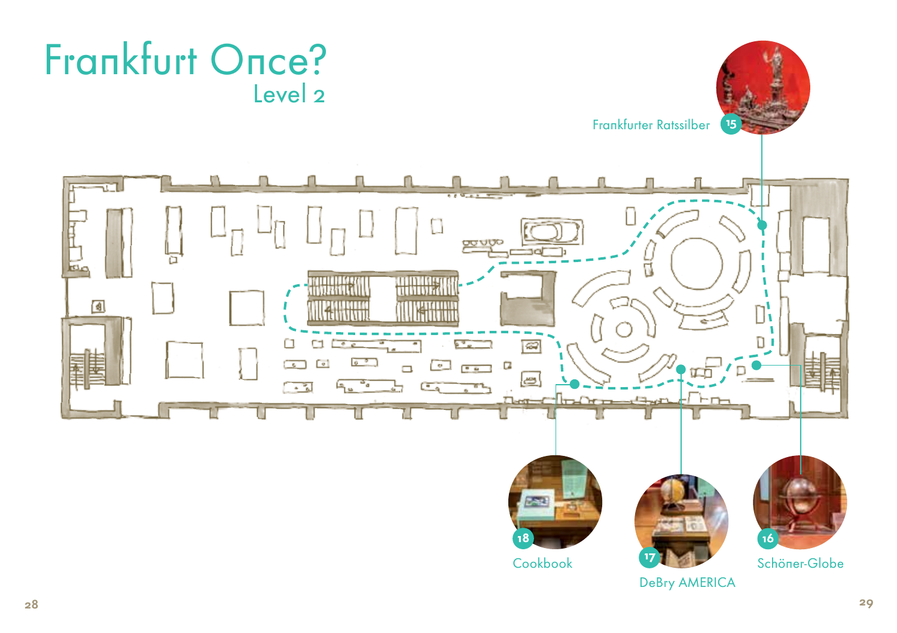# Frankfurt Once?

## Level 2

15 Frankfurter Ratssilber

16 Schöner-Globe

17 DeBry AMERICA

18 Cookbook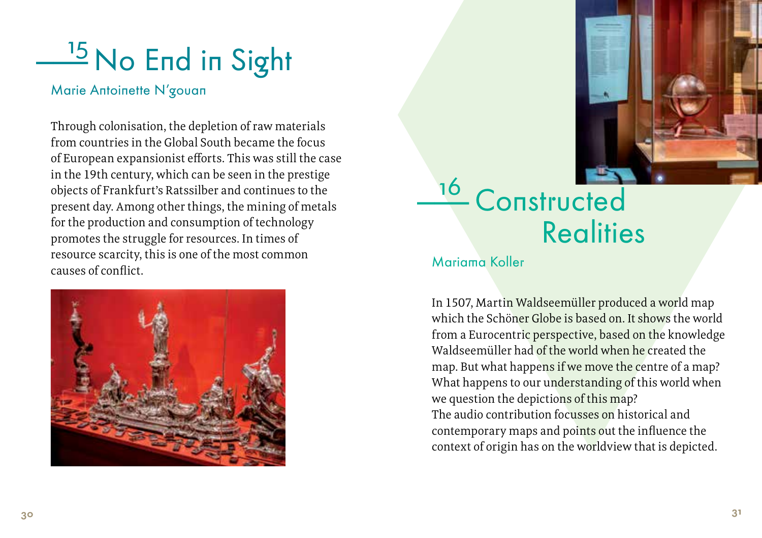## 15 No End in Sight

Marie Antoinette N'gouan

Through colonisation, the depletion of raw materials from countries in the Global South became the focus of European expansionist efforts. This was still the case in the 19th century, which can be seen in the prestige objects of Frankfurt's Ratssilber and continues to the present day. Among other things, the mining of metals for the production and consumption of technology promotes the struggle for resources. In times of resource scarcity, this is one of the most common causes of conflict.

## 16 Constructed Realities

Mariama Koller

In 1507, Martin Waldseemüller produced a world map which the Schöner Globe is based on. It shows the world from a Eurocentric perspective, based on the knowledge Waldseemüller had of the world when he created the map. But what happens if we move the centre of a map? What happens to our understanding of this world when we question the depictions of this map?
The audio contribution focusses on historical and contemporary maps and points out the influence the context of origin has on the worldview that is depicted.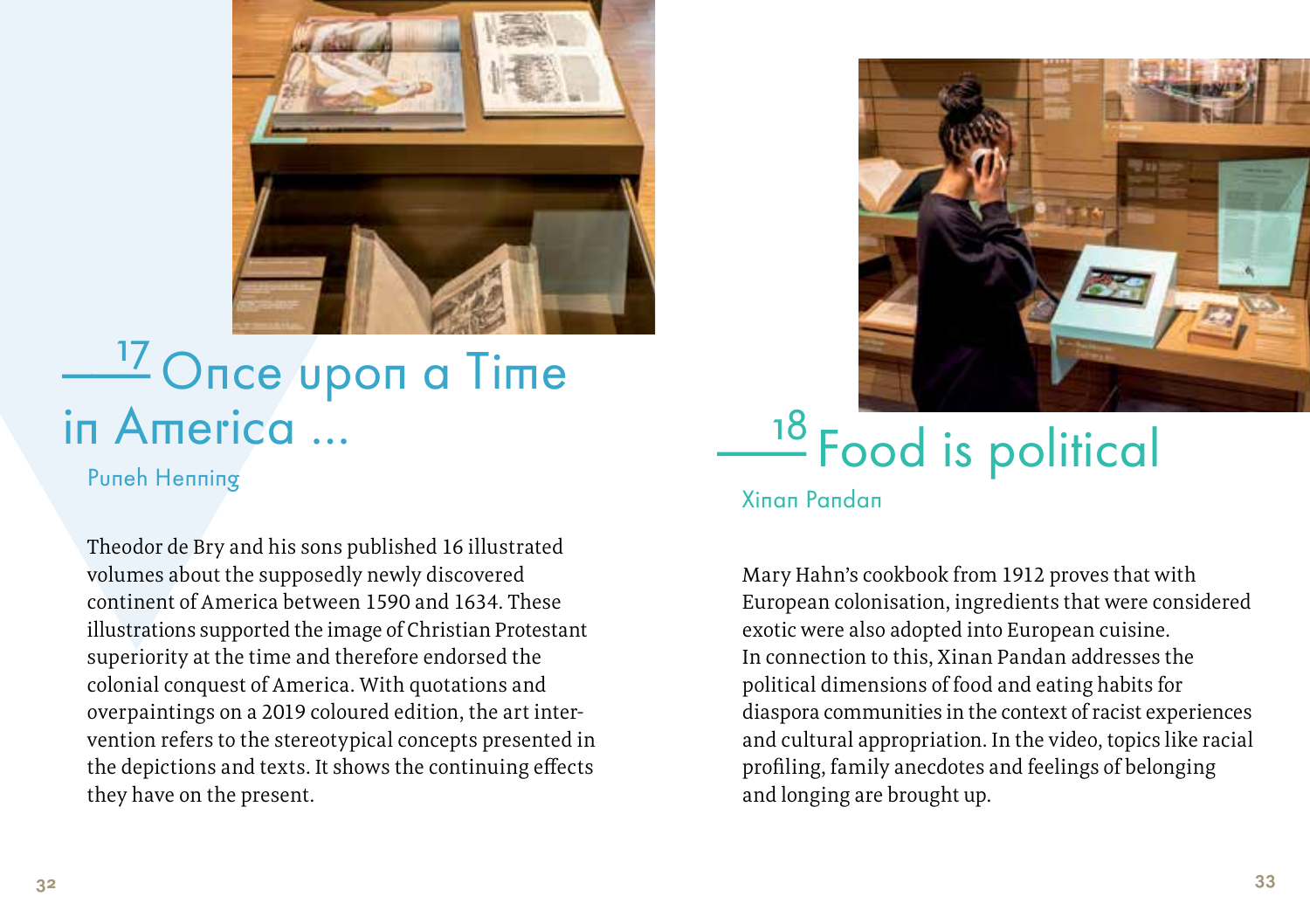## 17 Once upon a Time in America ...

Puneh Henning

Theodor de Bry and his sons published 16 illustrated volumes about the supposedly newly discovered continent of America between 1590 and 1634. These illustrations supported the image of Christian Protestant superiority at the time and therefore endorsed the colonial conquest of America. With quotations and overpaintings on a 2019 coloured edition, the art intervention refers to the stereotypical concepts presented in the depictions and texts. It shows the continuing effects they have on the present.

## 18 Food is political

Xinan Pandan

Mary Hahn's cookbook from 1912 proves that with European colonisation, ingredients that were considered exotic were also adopted into European cuisine. In connection to this, Xinan Pandan addresses the political dimensions of food and eating habits for diaspora communities in the context of racist experiences and cultural appropriation. In the video, topics like racial profiling, family anecdotes and feelings of belonging and longing are brought up.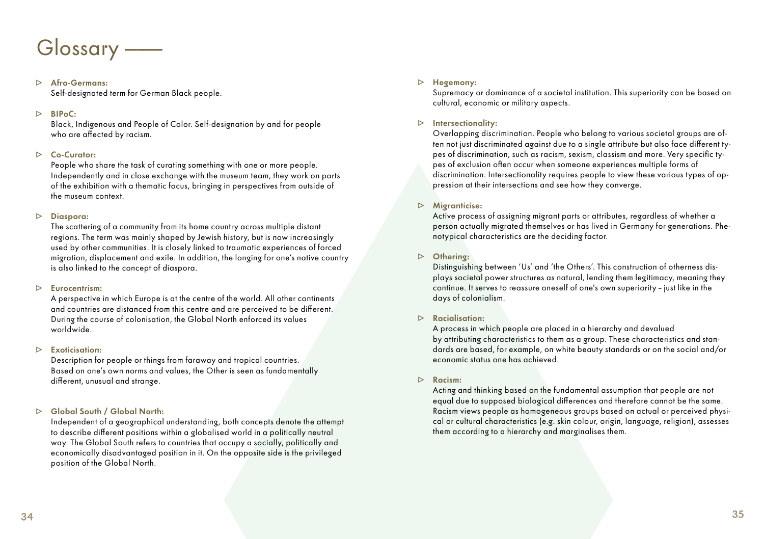# Glossary

- **Afro-Germans:**
  Self-designated term for German Black people.

- **BIPoC:**
  Black, Indigenous and People of Color. Self-designation by and for people who are affected by racism.

- **Co-Curator:**
  People who share the task of curating something with one or more people. Independently and in close exchange with the museum team, they work on parts of the exhibition with a thematic focus, bringing in perspectives from outside of the museum context.

- **Diaspora:**
  The scattering of a community from its home country across multiple distant regions. The term was mainly shaped by Jewish history, but is now increasingly used by other communities. It is closely linked to traumatic experiences of forced migration, displacement and exile. In addition, the longing for one's native country is also linked to the concept of diaspora.

- **Eurocentrism:**
  A perspective in which Europe is at the centre of the world. All other continents and countries are distanced from this centre and are perceived to be different. During the course of colonisation, the Global North enforced its values worldwide.

- **Exoticisation:**
  Description for people or things from faraway and tropical countries. Based on one's own norms and values, the Other is seen as fundamentally different, unusual and strange.

- **Global South / Global North:**
  Independent of a geographical understanding, both concepts denote the attempt to describe different positions within a globalised world in a politically neutral way. The Global South refers to countries that occupy a socially, politically and economically disadvantaged position in it. On the opposite side is the privileged position of the Global North.

- **Hegemony:**
  Supremacy or dominance of a societal institution. This superiority can be based on cultural, economic or military aspects.

- **Intersectionality:**
  Overlapping discrimination. People who belong to various societal groups are often not just discriminated against due to a single attribute but also face different types of discrimination, such as racism, sexism, classism and more. Very specific types of exclusion often occur when someone experiences multiple forms of discrimination. Intersectionality requires people to view these various types of oppression at their intersections and see how they converge.

- **Migranticise:**
  Active process of assigning migrant parts or attributes, regardless of whether a person actually migrated themselves or has lived in Germany for generations. Phenotypical characteristics are the deciding factor.

- **Othering:**
  Distinguishing between 'Us' and 'the Others'. This construction of otherness displays societal power structures as natural, lending them legitimacy, meaning they continue. It serves to reassure oneself of one's own superiority – just like in the days of colonialism.

- **Racialisation:**
  A process in which people are placed in a hierarchy and devalued by attributing characteristics to them as a group. These characteristics and standards are based, for example, on white beauty standards or on the social and/or economic status one has achieved.

- **Racism:**
  Acting and thinking based on the fundamental assumption that people are not equal due to supposed biological differences and therefore cannot be the same. Racism views people as homogeneous groups based on actual or perceived physical or cultural characteristics (e.g. skin colour, origin, language, religion), assesses them according to a hierarchy and marginalises them.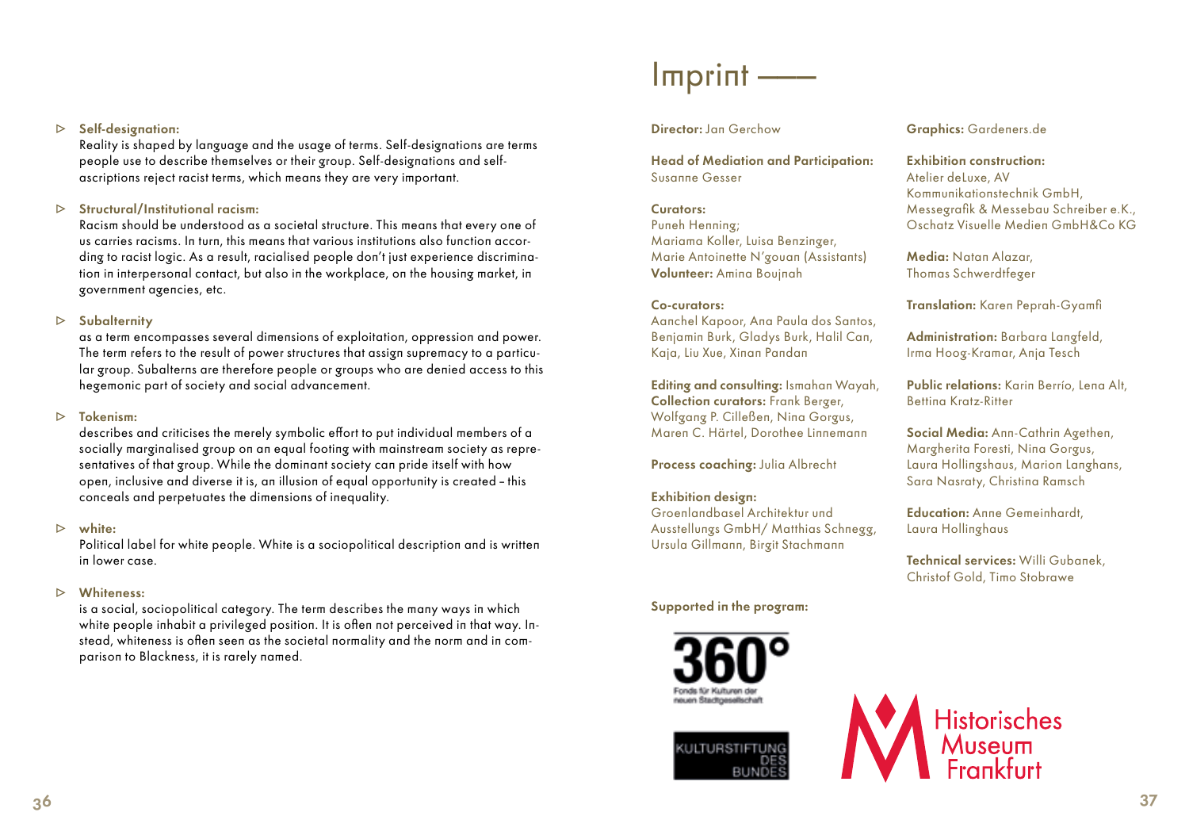- **Self-designation:**
  Reality is shaped by language and the usage of terms. Self-designations are terms people use to describe themselves or their group. Self-designations and self-ascriptions reject racist terms, which means they are very important.

- **Structural/Institutional racism:**
  Racism should be understood as a societal structure. This means that every one of us carries racisms. In turn, this means that various institutions also function according to racist logic. As a result, racialised people don't just experience discrimination in interpersonal contact, but also in the workplace, on the housing market, in government agencies, etc.

- **Subalternity**
  as a term encompasses several dimensions of exploitation, oppression and power. The term refers to the result of power structures that assign supremacy to a particular group. Subalterns are therefore people or groups who are denied access to this hegemonic part of society and social advancement.

- **Tokenism:**
  describes and criticises the merely symbolic effort to put individual members of a socially marginalised group on an equal footing with mainstream society as representatives of that group. While the dominant society can pride itself with how open, inclusive and diverse it is, an illusion of equal opportunity is created – this conceals and perpetuates the dimensions of inequality.

- **white:**
  Political label for white people. White is a sociopolitical description and is written in lower case.

- **Whiteness:**
  is a social, sociopolitical category. The term describes the many ways in which white people inhabit a privileged position. It is often not perceived in that way. Instead, whiteness is often seen as the societal normality and the norm and in comparison to Blackness, it is rarely named.

# Imprint ——

**Director:** Jan Gerchow

**Head of Mediation and Participation:**
Susanne Gesser

**Curators:**
Puneh Henning;
Mariama Koller, Luisa Benzinger,
Marie Antoinette N'gouan (Assistants)
**Volunteer:** Amina Boujnah

**Co-curators:**
Aanchel Kapoor, Ana Paula dos Santos,
Benjamin Burk, Gladys Burk, Halil Can,
Kaja, Liu Xue, Xinan Pandan

**Editing and consulting:** Ismahan Wayah,
**Collection curators:** Frank Berger,
Wolfgang P. Cilleßen, Nina Gorgus,
Maren C. Härtel, Dorothee Linnemann

**Process coaching:** Julia Albrecht

**Exhibition design:**
Groenlandbasel Architektur und
Ausstellungs GmbH/ Matthias Schnegg,
Ursula Gillmann, Birgit Stachmann

**Supported in the program:**

360° Fonds für Kulturen der neuen Stadtgesellschaft

KULTURSTIFTUNG DES BUNDES

**Graphics:** Gardeners.de

**Exhibition construction:**
Atelier deLuxe, AV
Kommunikationstechnik GmbH,
Messegrafik & Messebau Schreiber e.K.,
Oschatz Visuelle Medien GmbH&Co KG

**Media:** Natan Alazar,
Thomas Schwerdtfeger

**Translation:** Karen Peprah-Gyamfi

**Administration:** Barbara Langfeld,
Irma Hoog-Kramar, Anja Tesch

**Public relations:** Karin Berrío, Lena Alt,
Bettina Kratz-Ritter

**Social Media:** Ann-Cathrin Agethen,
Margherita Foresti, Nina Gorgus,
Laura Hollingshaus, Marion Langhans,
Sara Nasraty, Christina Ramsch

**Education:** Anne Gemeinhardt,
Laura Hollinghaus

**Technical services:** Willi Gubanek,
Christof Gold, Timo Stobrawe

Historisches Museum Frankfurt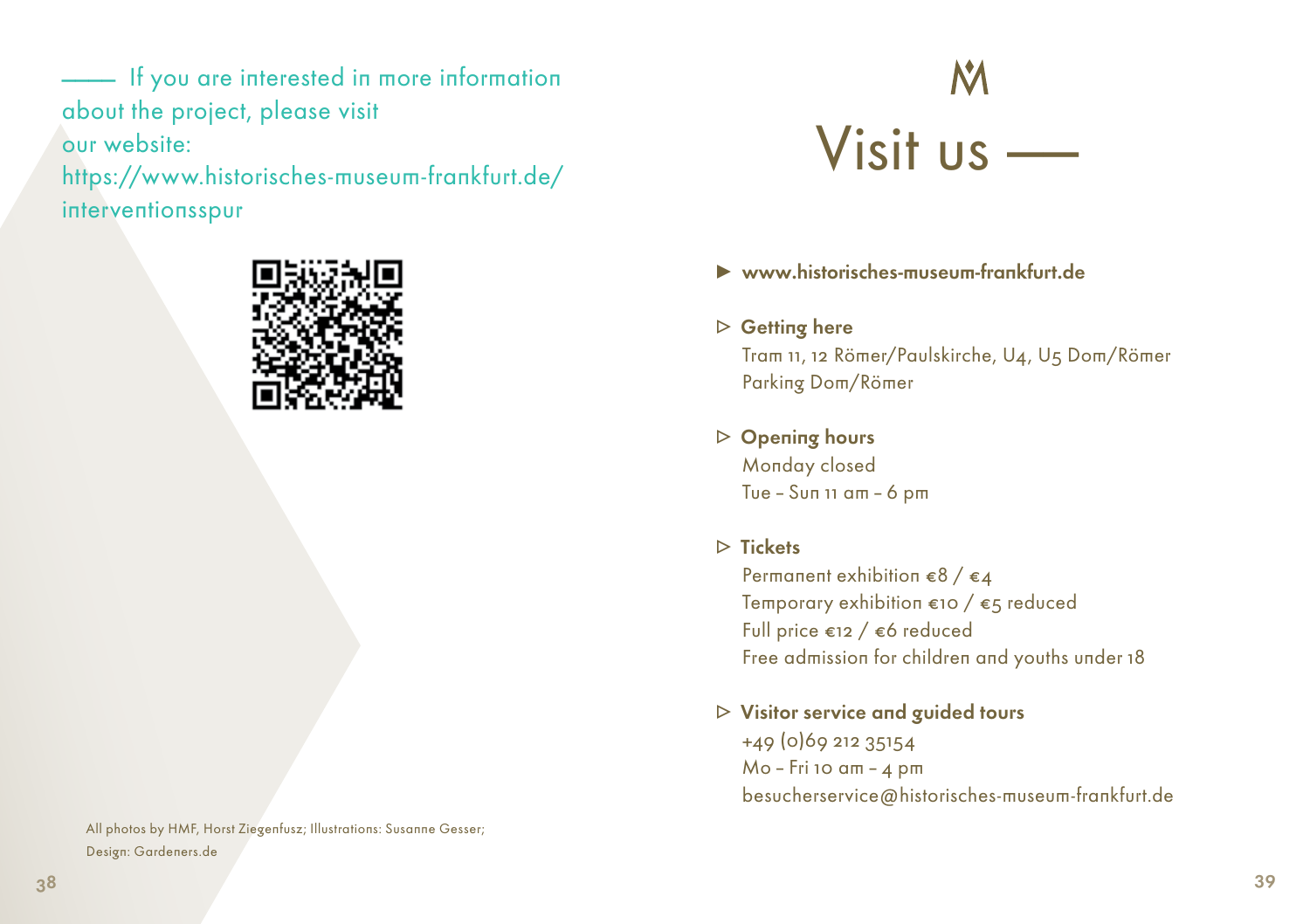—— If you are interested in more information about the project, please visit our website:
https://www.historisches-museum-frankfurt.de/interventionsspur

All photos by HMF, Horst Ziegenfusz; Illustrations: Susanne Gesser; Design: Gardeners.de

# Visit us ——

▶ **www.historisches-museum-frankfurt.de**

▷ **Getting here**
Tram 11, 12 Römer/Paulskirche, U4, U5 Dom/Römer
Parking Dom/Römer

▷ **Opening hours**
Monday closed
Tue – Sun 11 am – 6 pm

▷ **Tickets**
Permanent exhibition €8 / €4
Temporary exhibition €10 / €5 reduced
Full price €12 / €6 reduced
Free admission for children and youths under 18

▷ **Visitor service and guided tours**
+49 (0)69 212 35154
Mo – Fri 10 am – 4 pm
besucherservice@historisches-museum-frankfurt.de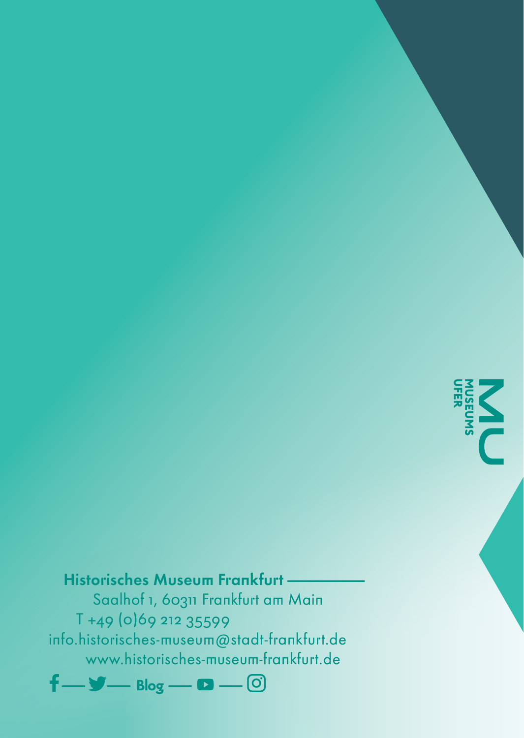MUSEUMS UFER

**Historisches Museum Frankfurt**

Saalhof 1, 60311 Frankfurt am Main

T +49 (0)69 212 35599

info.historisches-museum@stadt-frankfurt.de

www.historisches-museum-frankfurt.de

Blog